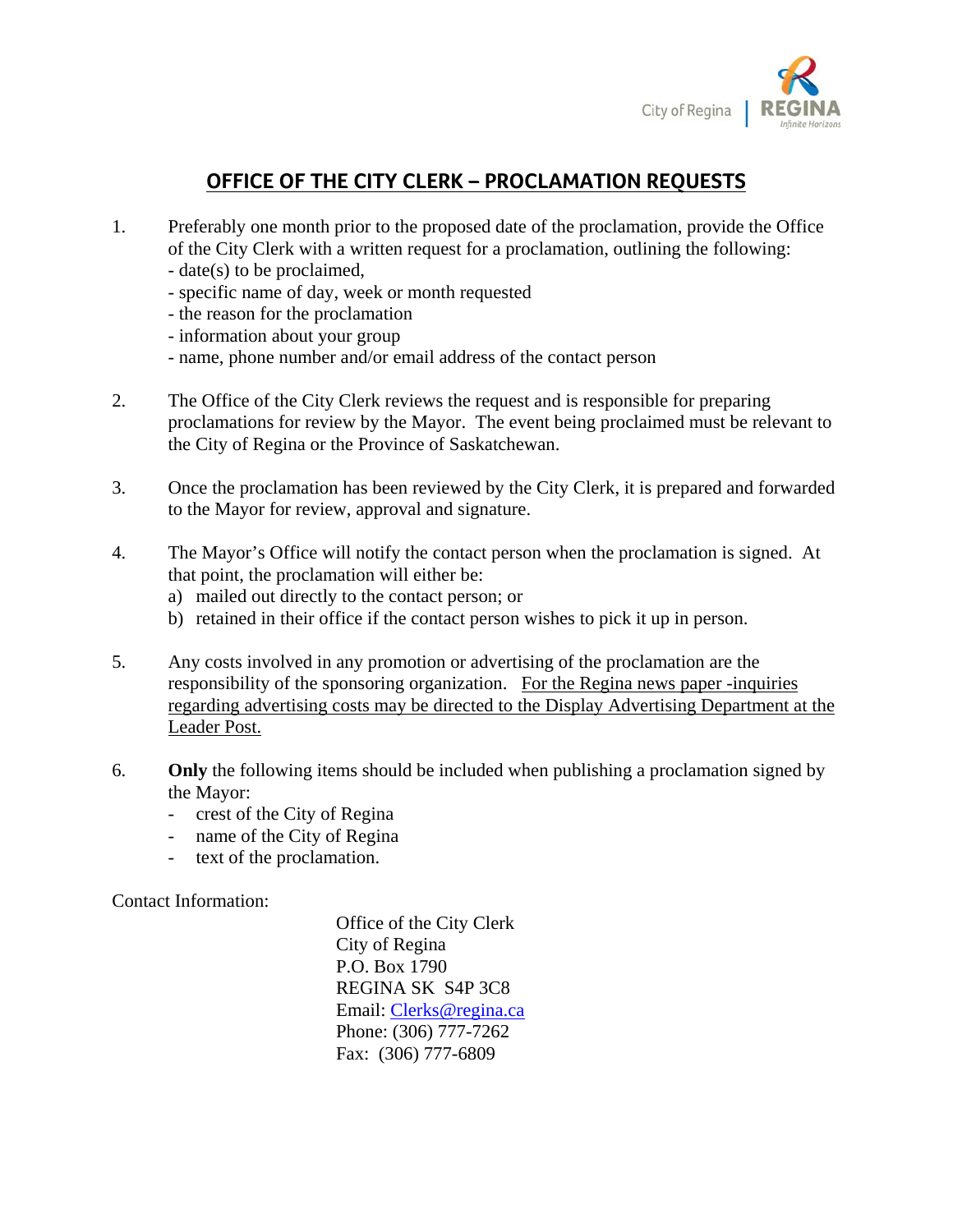# OFFICE OF THE CITY CLERK – PROCLAMATION REQUESTS

1. Preferably one month prior to the proposed date of the proclamation, provide the Office of the City Clerk with a written request for a proclamation, outlining the following:
   - date(s) to be proclaimed,
   - specific name of day, week or month requested
   - the reason for the proclamation
   - information about your group
   - name, phone number and/or email address of the contact person

2. The Office of the City Clerk reviews the request and is responsible for preparing proclamations for review by the Mayor. The event being proclaimed must be relevant to the City of Regina or the Province of Saskatchewan.

3. Once the proclamation has been reviewed by the City Clerk, it is prepared and forwarded to the Mayor for review, approval and signature.

4. The Mayor's Office will notify the contact person when the proclamation is signed. At that point, the proclamation will either be:
   a) mailed out directly to the contact person; or
   b) retained in their office if the contact person wishes to pick it up in person.

5. Any costs involved in any promotion or advertising of the proclamation are the responsibility of the sponsoring organization. For the Regina news paper -inquiries regarding advertising costs may be directed to the Display Advertising Department at the Leader Post.

6. **Only** the following items should be included when publishing a proclamation signed by the Mayor:
   - crest of the City of Regina
   - name of the City of Regina
   - text of the proclamation.

Contact Information:

Office of the City Clerk
City of Regina
P.O. Box 1790
REGINA SK S4P 3C8
Email: Clerks@regina.ca
Phone: (306) 777-7262
Fax: (306) 777-6809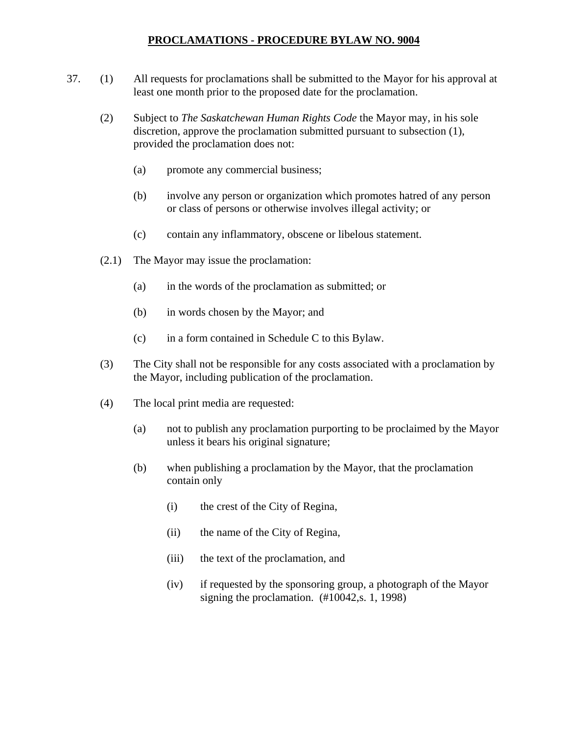**PROCLAMATIONS - PROCEDURE BYLAW NO. 9004**

37. (1) All requests for proclamations shall be submitted to the Mayor for his approval at least one month prior to the proposed date for the proclamation.

 (2) Subject to *The Saskatchewan Human Rights Code* the Mayor may, in his sole discretion, approve the proclamation submitted pursuant to subsection (1), provided the proclamation does not:

  (a) promote any commercial business;

  (b) involve any person or organization which promotes hatred of any person or class of persons or otherwise involves illegal activity; or

  (c) contain any inflammatory, obscene or libelous statement.

 (2.1) The Mayor may issue the proclamation:

  (a) in the words of the proclamation as submitted; or

  (b) in words chosen by the Mayor; and

  (c) in a form contained in Schedule C to this Bylaw.

 (3) The City shall not be responsible for any costs associated with a proclamation by the Mayor, including publication of the proclamation.

 (4) The local print media are requested:

  (a) not to publish any proclamation purporting to be proclaimed by the Mayor unless it bears his original signature;

  (b) when publishing a proclamation by the Mayor, that the proclamation contain only

   (i) the crest of the City of Regina,

   (ii) the name of the City of Regina,

   (iii) the text of the proclamation, and

   (iv) if requested by the sponsoring group, a photograph of the Mayor signing the proclamation. (#10042,s. 1, 1998)